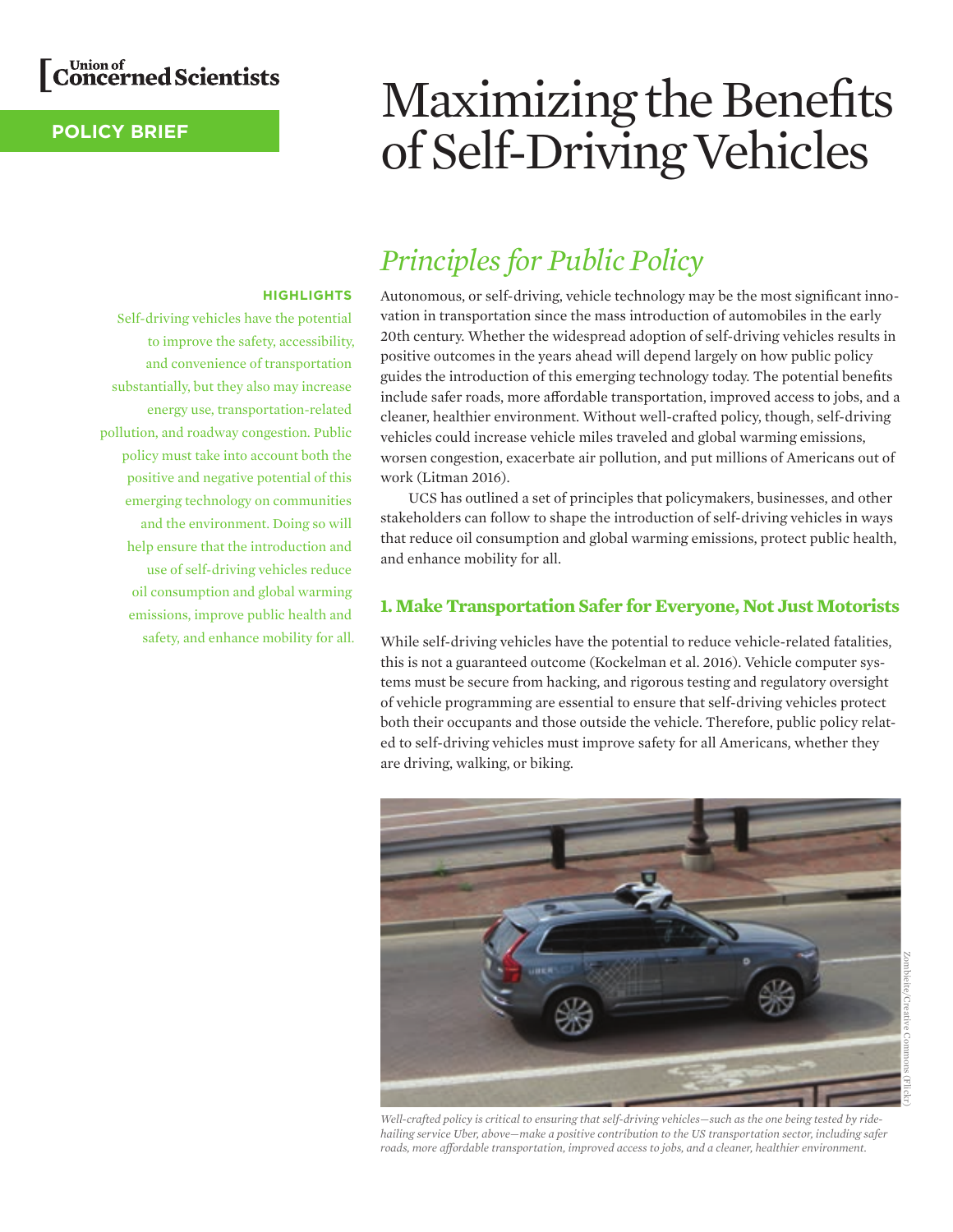Union of Concerned Scientists

**POLICY BRIEF**

# Maximizing the Benefits of Self-Driving Vehicles

## *Principles for Public Policy*

**HIGHLIGHTS**

Self-driving vehicles have the potential to improve the safety, accessibility, and convenience of transportation substantially, but they also may increase energy use, transportation-related pollution, and roadway congestion. Public policy must take into account both the positive and negative potential of this emerging technology on communities and the environment. Doing so will help ensure that the introduction and use of self-driving vehicles reduce oil consumption and global warming emissions, improve public health and safety, and enhance mobility for all.

Autonomous, or self-driving, vehicle technology may be the most significant innovation in transportation since the mass introduction of automobiles in the early 20th century. Whether the widespread adoption of self-driving vehicles results in positive outcomes in the years ahead will depend largely on how public policy guides the introduction of this emerging technology today. The potential benefits include safer roads, more affordable transportation, improved access to jobs, and a cleaner, healthier environment. Without well-crafted policy, though, self-driving vehicles could increase vehicle miles traveled and global warming emissions, worsen congestion, exacerbate air pollution, and put millions of Americans out of work (Litman 2016).

UCS has outlined a set of principles that policymakers, businesses, and other stakeholders can follow to shape the introduction of self-driving vehicles in ways that reduce oil consumption and global warming emissions, protect public health, and enhance mobility for all.

### 1. Make Transportation Safer for Everyone, Not Just Motorists

While self-driving vehicles have the potential to reduce vehicle-related fatalities, this is not a guaranteed outcome (Kockelman et al. 2016). Vehicle computer systems must be secure from hacking, and rigorous testing and regulatory oversight of vehicle programming are essential to ensure that self-driving vehicles protect both their occupants and those outside the vehicle. Therefore, public policy related to self-driving vehicles must improve safety for all Americans, whether they are driving, walking, or biking.

Zombieite/Creative Commons (Flickr)

*Well-crafted policy is critical to ensuring that self-driving vehicles—such as the one being tested by ride-hailing service Uber, above—make a positive contribution to the US transportation sector, including safer roads, more affordable transportation, improved access to jobs, and a cleaner, healthier environment.*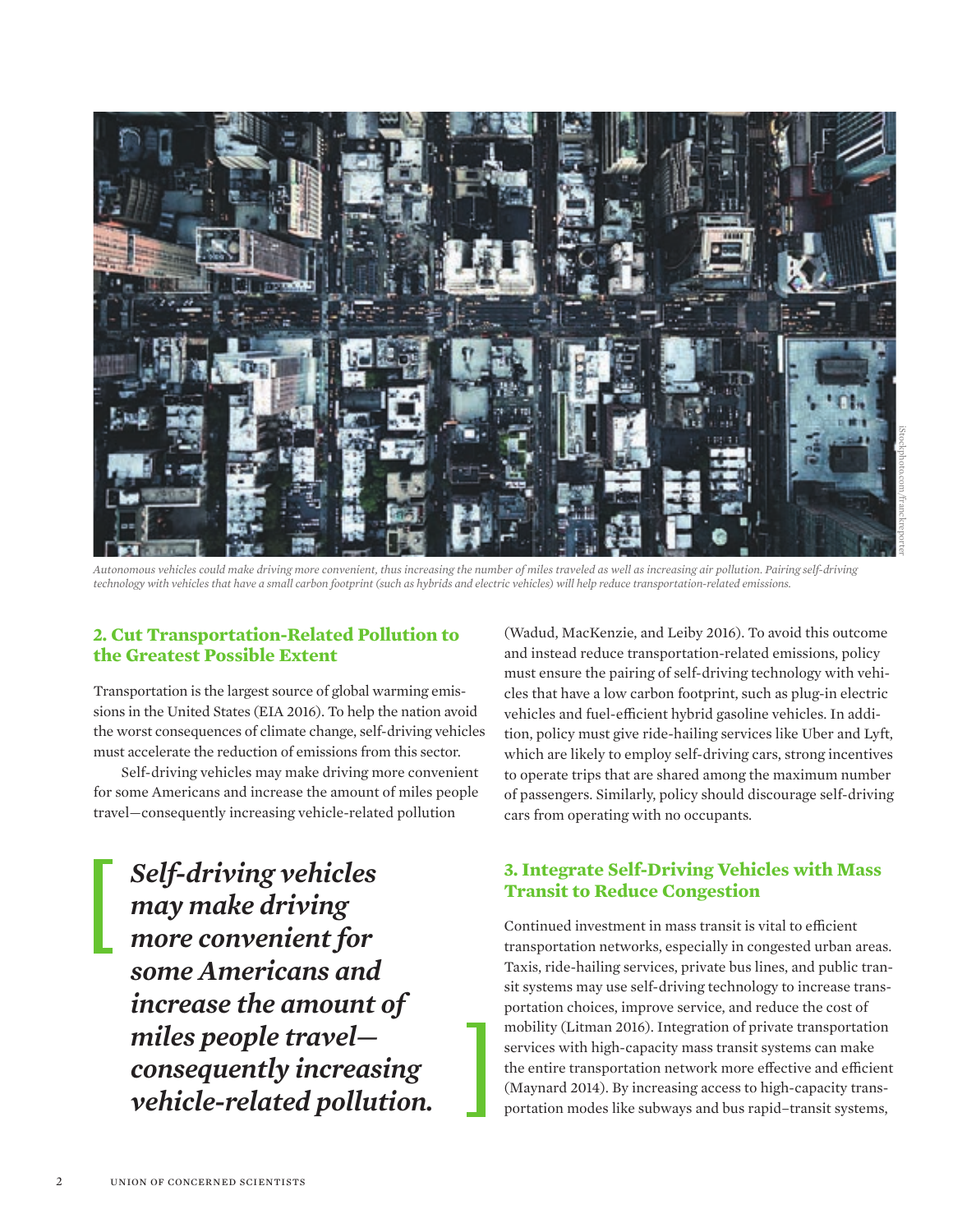*Autonomous vehicles could make driving more convenient, thus increasing the number of miles traveled as well as increasing air pollution. Pairing self-driving technology with vehicles that have a small carbon footprint (such as hybrids and electric vehicles) will help reduce transportation-related emissions.*

## 2. Cut Transportation-Related Pollution to the Greatest Possible Extent

Transportation is the largest source of global warming emissions in the United States (EIA 2016). To help the nation avoid the worst consequences of climate change, self-driving vehicles must accelerate the reduction of emissions from this sector.

Self-driving vehicles may make driving more convenient for some Americans and increase the amount of miles people travel—consequently increasing vehicle-related pollution (Wadud, MacKenzie, and Leiby 2016). To avoid this outcome and instead reduce transportation-related emissions, policy must ensure the pairing of self-driving technology with vehicles that have a low carbon footprint, such as plug-in electric vehicles and fuel-efficient hybrid gasoline vehicles. In addition, policy must give ride-hailing services like Uber and Lyft, which are likely to employ self-driving cars, strong incentives to operate trips that are shared among the maximum number of passengers. Similarly, policy should discourage self-driving cars from operating with no occupants.

> ***Self-driving vehicles may make driving more convenient for some Americans and increase the amount of miles people travel—consequently increasing vehicle-related pollution.***

## 3. Integrate Self-Driving Vehicles with Mass Transit to Reduce Congestion

Continued investment in mass transit is vital to efficient transportation networks, especially in congested urban areas. Taxis, ride-hailing services, private bus lines, and public transit systems may use self-driving technology to increase transportation choices, improve service, and reduce the cost of mobility (Litman 2016). Integration of private transportation services with high-capacity mass transit systems can make the entire transportation network more effective and efficient (Maynard 2014). By increasing access to high-capacity transportation modes like subways and bus rapid–transit systems,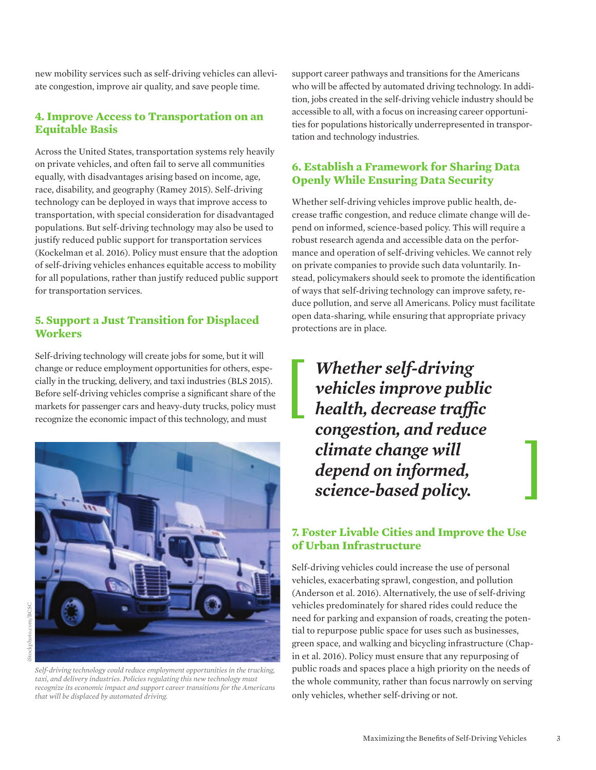new mobility services such as self-driving vehicles can alleviate congestion, improve air quality, and save people time.

### 4. Improve Access to Transportation on an Equitable Basis

Across the United States, transportation systems rely heavily on private vehicles, and often fail to serve all communities equally, with disadvantages arising based on income, age, race, disability, and geography (Ramey 2015). Self-driving technology can be deployed in ways that improve access to transportation, with special consideration for disadvantaged populations. But self-driving technology may also be used to justify reduced public support for transportation services (Kockelman et al. 2016). Policy must ensure that the adoption of self-driving vehicles enhances equitable access to mobility for all populations, rather than justify reduced public support for transportation services.

### 5. Support a Just Transition for Displaced Workers

Self-driving technology will create jobs for some, but it will change or reduce employment opportunities for others, especially in the trucking, delivery, and taxi industries (BLS 2015). Before self-driving vehicles comprise a significant share of the markets for passenger cars and heavy-duty trucks, policy must recognize the economic impact of this technology, and must support career pathways and transitions for the Americans who will be affected by automated driving technology. In addition, jobs created in the self-driving vehicle industry should be accessible to all, with a focus on increasing career opportunities for populations historically underrepresented in transportation and technology industries.

*Self-driving technology could reduce employment opportunities in the trucking, taxi, and delivery industries. Policies regulating this new technology must recognize its economic impact and support career transitions for the Americans that will be displaced by automated driving.*

iStockphoto.com/BCSC

### 6. Establish a Framework for Sharing Data Openly While Ensuring Data Security

Whether self-driving vehicles improve public health, decrease traffic congestion, and reduce climate change will depend on informed, science-based policy. This will require a robust research agenda and accessible data on the performance and operation of self-driving vehicles. We cannot rely on private companies to provide such data voluntarily. Instead, policymakers should seek to promote the identification of ways that self-driving technology can improve safety, reduce pollution, and serve all Americans. Policy must facilitate open data-sharing, while ensuring that appropriate privacy protections are in place.

> ***Whether self-driving vehicles improve public health, decrease traffic congestion, and reduce climate change will depend on informed, science-based policy.***

### 7. Foster Livable Cities and Improve the Use of Urban Infrastructure

Self-driving vehicles could increase the use of personal vehicles, exacerbating sprawl, congestion, and pollution (Anderson et al. 2016). Alternatively, the use of self-driving vehicles predominately for shared rides could reduce the need for parking and expansion of roads, creating the potential to repurpose public space for uses such as businesses, green space, and walking and bicycling infrastructure (Chapin et al. 2016). Policy must ensure that any repurposing of public roads and spaces place a high priority on the needs of the whole community, rather than focus narrowly on serving only vehicles, whether self-driving or not.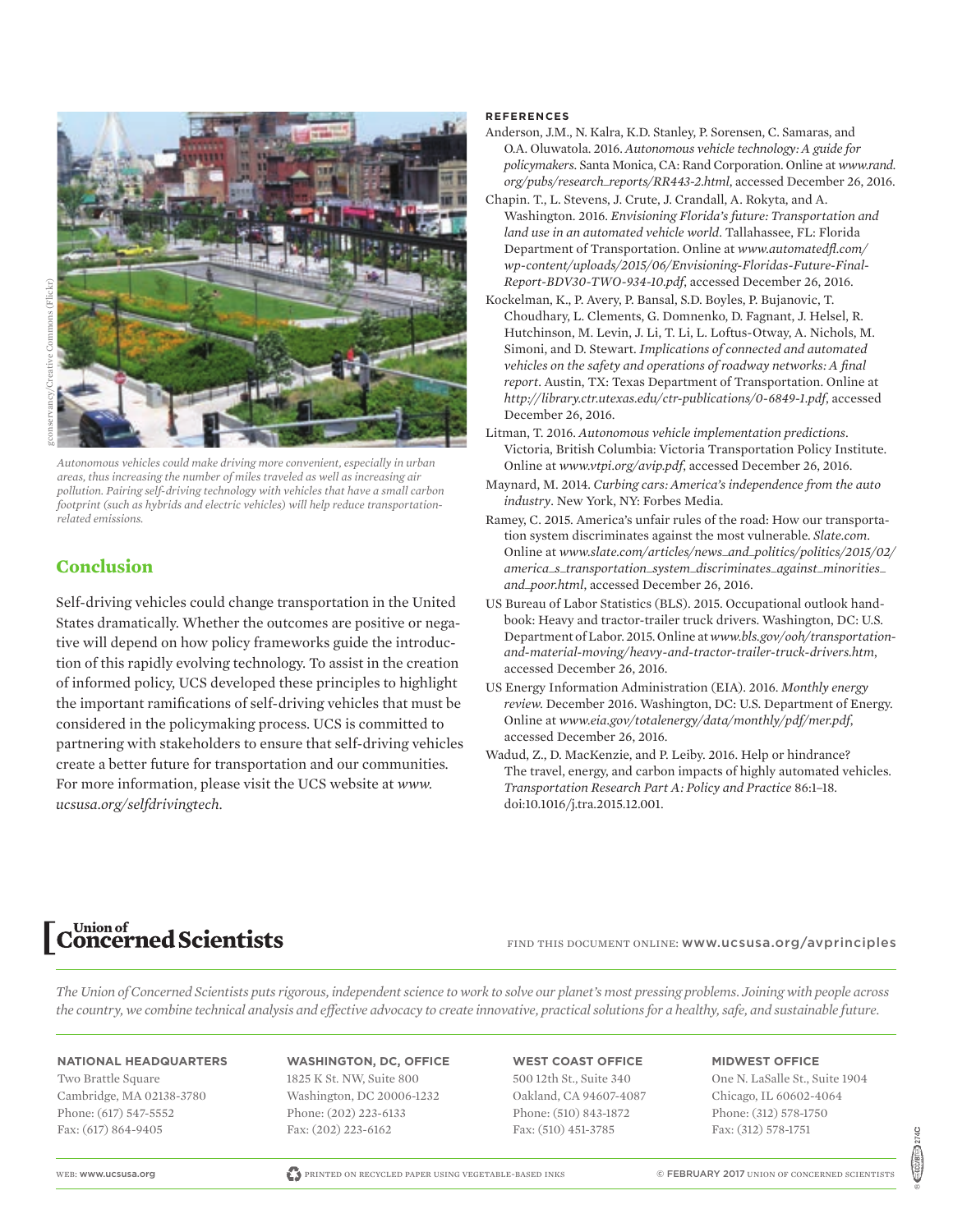gconservancy/Creative Commons (Flickr)

*Autonomous vehicles could make driving more convenient, especially in urban areas, thus increasing the number of miles traveled as well as increasing air pollution. Pairing self-driving technology with vehicles that have a small carbon footprint (such as hybrids and electric vehicles) will help reduce transportation-related emissions.*

## Conclusion

Self-driving vehicles could change transportation in the United States dramatically. Whether the outcomes are positive or negative will depend on how policy frameworks guide the introduction of this rapidly evolving technology. To assist in the creation of informed policy, UCS developed these principles to highlight the important ramifications of self-driving vehicles that must be considered in the policymaking process. UCS is committed to partnering with stakeholders to ensure that self-driving vehicles create a better future for transportation and our communities. For more information, please visit the UCS website at *www.ucsusa.org/selfdrivingtech*.

### REFERENCES

Anderson, J.M., N. Kalra, K.D. Stanley, P. Sorensen, C. Samaras, and O.A. Oluwatola. 2016. *Autonomous vehicle technology: A guide for policymakers*. Santa Monica, CA: Rand Corporation. Online at *www.rand.org/pubs/research_reports/RR443-2.html*, accessed December 26, 2016.

Chapin. T., L. Stevens, J. Crute, J. Crandall, A. Rokyta, and A. Washington. 2016. *Envisioning Florida's future: Transportation and land use in an automated vehicle world*. Tallahassee, FL: Florida Department of Transportation. Online at *www.automatedfl.com/wp-content/uploads/2015/06/Envisioning-Floridas-Future-Final-Report-BDV30-TWO-934-10.pdf*, accessed December 26, 2016.

Kockelman, K., P. Avery, P. Bansal, S.D. Boyles, P. Bujanovic, T. Choudhary, L. Clements, G. Domnenko, D. Fagnant, J. Helsel, R. Hutchinson, M. Levin, J. Li, T. Li, L. Loftus-Otway, A. Nichols, M. Simoni, and D. Stewart. *Implications of connected and automated vehicles on the safety and operations of roadway networks: A final report*. Austin, TX: Texas Department of Transportation. Online at *http://library.ctr.utexas.edu/ctr-publications/0-6849-1.pdf*, accessed December 26, 2016.

Litman, T. 2016. *Autonomous vehicle implementation predictions*. Victoria, British Columbia: Victoria Transportation Policy Institute. Online at *www.vtpi.org/avip.pdf*, accessed December 26, 2016.

Maynard, M. 2014. *Curbing cars: America's independence from the auto industry*. New York, NY: Forbes Media.

Ramey, C. 2015. America's unfair rules of the road: How our transportation system discriminates against the most vulnerable. *Slate.com*. Online at *www.slate.com/articles/news_and_politics/politics/2015/02/america_s_transportation_system_discriminates_against_minorities_and_poor.html*, accessed December 26, 2016.

US Bureau of Labor Statistics (BLS). 2015. Occupational outlook handbook: Heavy and tractor-trailer truck drivers. Washington, DC: U.S. Department of Labor. 2015. Online at *www.bls.gov/ooh/transportation-and-material-moving/heavy-and-tractor-trailer-truck-drivers.htm*, accessed December 26, 2016.

US Energy Information Administration (EIA). 2016. *Monthly energy review*. December 2016. Washington, DC: U.S. Department of Energy. Online at *www.eia.gov/totalenergy/data/monthly/pdf/mer.pdf*, accessed December 26, 2016.

Wadud, Z., D. MacKenzie, and P. Leiby. 2016. Help or hindrance? The travel, energy, and carbon impacts of highly automated vehicles. *Transportation Research Part A: Policy and Practice* 86:1–18. doi:10.1016/j.tra.2015.12.001.

**Union of Concerned Scientists**

FIND THIS DOCUMENT ONLINE: www.ucsusa.org/avprinciples

*The Union of Concerned Scientists puts rigorous, independent science to work to solve our planet's most pressing problems. Joining with people across the country, we combine technical analysis and effective advocacy to create innovative, practical solutions for a healthy, safe, and sustainable future.*

**NATIONAL HEADQUARTERS**
Two Brattle Square
Cambridge, MA 02138-3780
Phone: (617) 547-5552
Fax: (617) 864-9405

**WASHINGTON, DC, OFFICE**
1825 K St. NW, Suite 800
Washington, DC 20006-1232
Phone: (202) 223-6133
Fax: (202) 223-6162

**WEST COAST OFFICE**
500 12th St., Suite 340
Oakland, CA 94607-4087
Phone: (510) 843-1872
Fax: (510) 451-3785

**MIDWEST OFFICE**
One N. LaSalle St., Suite 1904
Chicago, IL 60602-4064
Phone: (312) 578-1750
Fax: (312) 578-1751

WEB: www.ucsusa.org

PRINTED ON RECYCLED PAPER USING VEGETABLE-BASED INKS

© FEBRUARY 2017 UNION OF CONCERNED SCIENTISTS